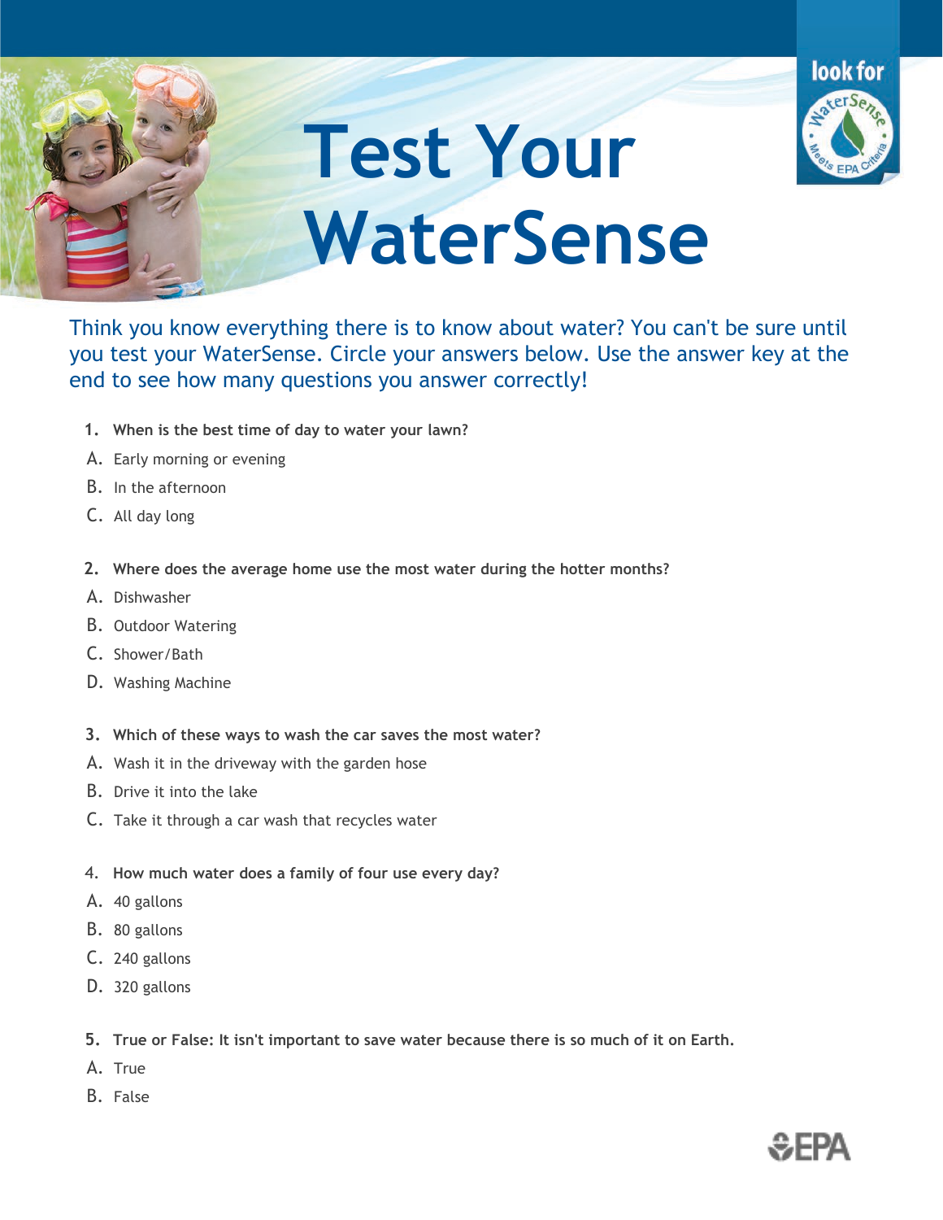# Test Your WaterSense

Think you know everything there is to know about water? You can't be sure until you test your WaterSense. Circle your answers below. Use the answer key at the end to see how many questions you answer correctly!

**1. When is the best time of day to water your lawn?**

A. Early morning or evening

B. In the afternoon

C. All day long

**2. Where does the average home use the most water during the hotter months?**

A. Dishwasher

B. Outdoor Watering

C. Shower/Bath

D. Washing Machine

**3. Which of these ways to wash the car saves the most water?**

A. Wash it in the driveway with the garden hose

B. Drive it into the lake

C. Take it through a car wash that recycles water

**4. How much water does a family of four use every day?**

A. 40 gallons

B. 80 gallons

C. 240 gallons

D. 320 gallons

**5. True or False: It isn't important to save water because there is so much of it on Earth.**

A. True

B. False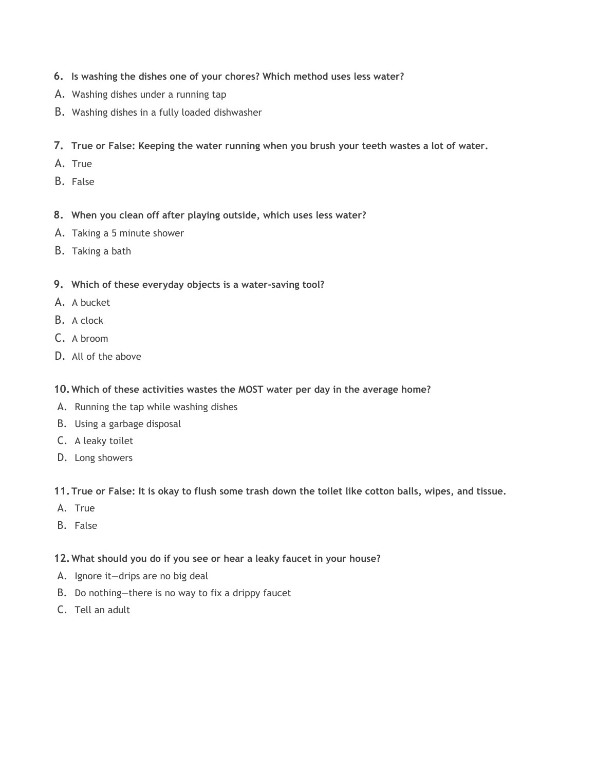**6. Is washing the dishes one of your chores? Which method uses less water?**

A. Washing dishes under a running tap

B. Washing dishes in a fully loaded dishwasher

**7. True or False: Keeping the water running when you brush your teeth wastes a lot of water.**

A. True

B. False

**8. When you clean off after playing outside, which uses less water?**

A. Taking a 5 minute shower

B. Taking a bath

**9. Which of these everyday objects is a water-saving tool?**

A. A bucket

B. A clock

C. A broom

D. All of the above

**10. Which of these activities wastes the MOST water per day in the average home?**

A. Running the tap while washing dishes

B. Using a garbage disposal

C. A leaky toilet

D. Long showers

**11. True or False: It is okay to flush some trash down the toilet like cotton balls, wipes, and tissue.**

A. True

B. False

**12. What should you do if you see or hear a leaky faucet in your house?**

A. Ignore it—drips are no big deal

B. Do nothing—there is no way to fix a drippy faucet

C. Tell an adult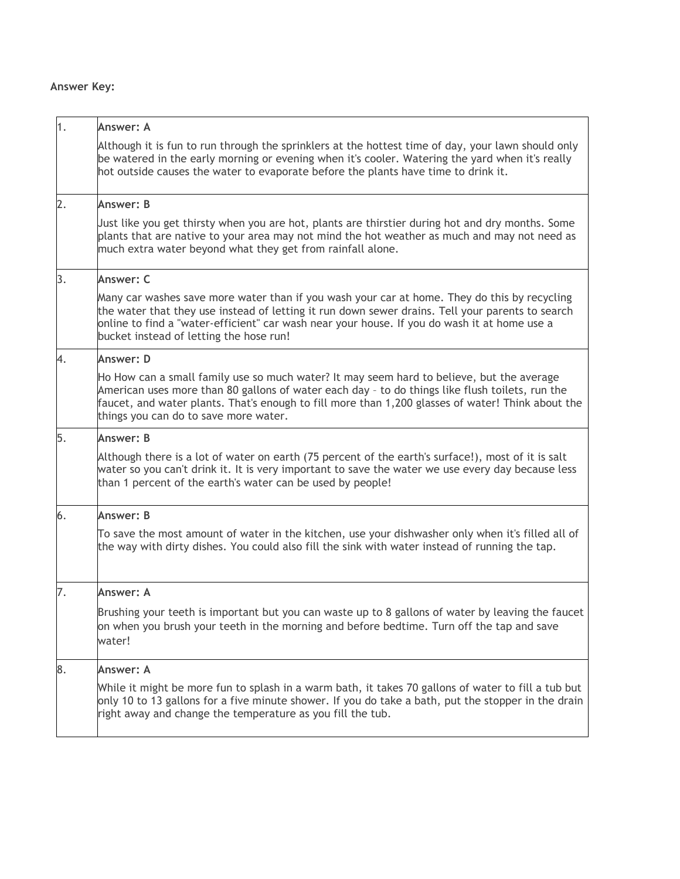**Answer Key:**

| | |
|---|---|
| 1. | **Answer: A**<br>Although it is fun to run through the sprinklers at the hottest time of day, your lawn should only be watered in the early morning or evening when it's cooler. Watering the yard when it's really hot outside causes the water to evaporate before the plants have time to drink it. |
| 2. | **Answer: B**<br>Just like you get thirsty when you are hot, plants are thirstier during hot and dry months. Some plants that are native to your area may not mind the hot weather as much and may not need as much extra water beyond what they get from rainfall alone. |
| 3. | **Answer: C**<br>Many car washes save more water than if you wash your car at home. They do this by recycling the water that they use instead of letting it run down sewer drains. Tell your parents to search online to find a "water-efficient" car wash near your house. If you do wash it at home use a bucket instead of letting the hose run! |
| 4. | **Answer: D**<br>Ho How can a small family use so much water? It may seem hard to believe, but the average American uses more than 80 gallons of water each day – to do things like flush toilets, run the faucet, and water plants. That's enough to fill more than 1,200 glasses of water! Think about the things you can do to save more water. |
| 5. | **Answer: B**<br>Although there is a lot of water on earth (75 percent of the earth's surface!), most of it is salt water so you can't drink it. It is very important to save the water we use every day because less than 1 percent of the earth's water can be used by people! |
| 6. | **Answer: B**<br>To save the most amount of water in the kitchen, use your dishwasher only when it's filled all of the way with dirty dishes. You could also fill the sink with water instead of running the tap. |
| 7. | **Answer: A**<br>Brushing your teeth is important but you can waste up to 8 gallons of water by leaving the faucet on when you brush your teeth in the morning and before bedtime. Turn off the tap and save water! |
| 8. | **Answer: A**<br>While it might be more fun to splash in a warm bath, it takes 70 gallons of water to fill a tub but only 10 to 13 gallons for a five minute shower. If you do take a bath, put the stopper in the drain right away and change the temperature as you fill the tub. |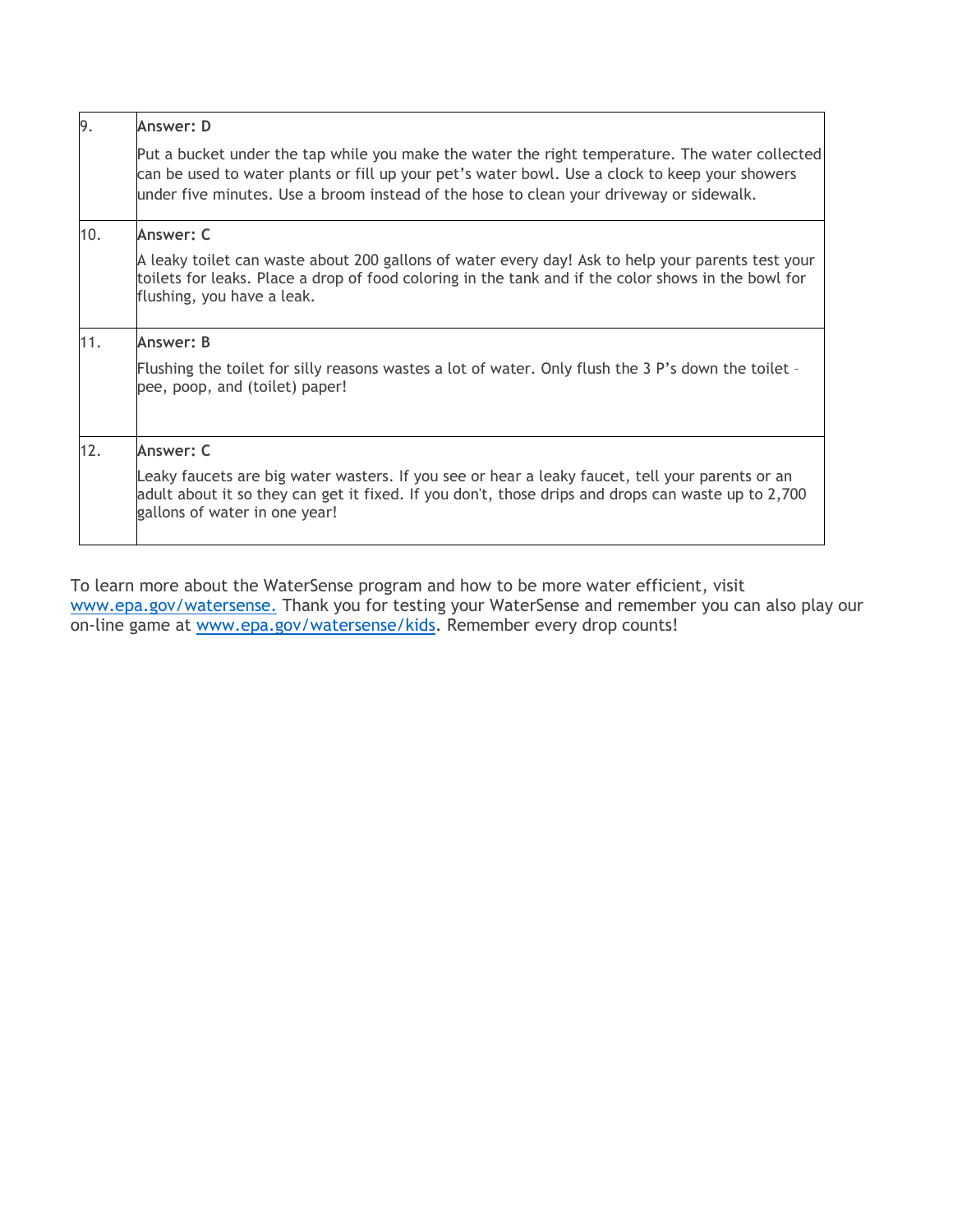| | |
|---|---|
| 9. | **Answer: D**<br><br>Put a bucket under the tap while you make the water the right temperature. The water collected can be used to water plants or fill up your pet's water bowl. Use a clock to keep your showers under five minutes. Use a broom instead of the hose to clean your driveway or sidewalk. |
| 10. | **Answer: C**<br><br>A leaky toilet can waste about 200 gallons of water every day! Ask to help your parents test your toilets for leaks. Place a drop of food coloring in the tank and if the color shows in the bowl for flushing, you have a leak. |
| 11. | **Answer: B**<br><br>Flushing the toilet for silly reasons wastes a lot of water. Only flush the 3 P's down the toilet – pee, poop, and (toilet) paper! |
| 12. | **Answer: C**<br><br>Leaky faucets are big water wasters. If you see or hear a leaky faucet, tell your parents or an adult about it so they can get it fixed. If you don't, those drips and drops can waste up to 2,700 gallons of water in one year! |

To learn more about the WaterSense program and how to be more water efficient, visit [www.epa.gov/watersense.](http://www.epa.gov/watersense) Thank you for testing your WaterSense and remember you can also play our on-line game at [www.epa.gov/watersense/kids](http://www.epa.gov/watersense/kids). Remember every drop counts!